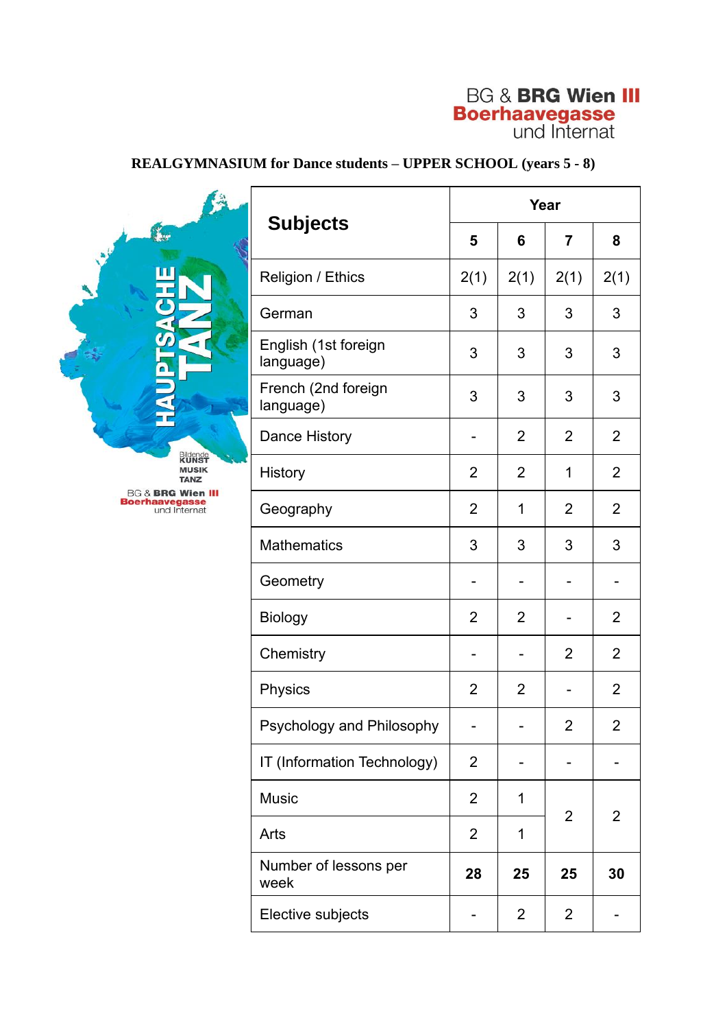BG & BRG Wien III
Boerhaavegasse
und Internat

**REALGYMNASIUM for Dance students – UPPER SCHOOL (years 5 - 8)**

| Subjects | Year | | | |
|---|---|---|---|---|
| | 5 | 6 | 7 | 8 |
| Religion / Ethics | 2(1) | 2(1) | 2(1) | 2(1) |
| German | 3 | 3 | 3 | 3 |
| English (1st foreign language) | 3 | 3 | 3 | 3 |
| French (2nd foreign language) | 3 | 3 | 3 | 3 |
| Dance History | - | 2 | 2 | 2 |
| History | 2 | 2 | 1 | 2 |
| Geography | 2 | 1 | 2 | 2 |
| Mathematics | 3 | 3 | 3 | 3 |
| Geometry | - | - | - | - |
| Biology | 2 | 2 | - | 2 |
| Chemistry | - | - | 2 | 2 |
| Physics | 2 | 2 | - | 2 |
| Psychology and Philosophy | - | - | 2 | 2 |
| IT (Information Technology) | 2 | - | - | - |
| Music | 2 | 1 | 2 | 2 |
| Arts | 2 | 1 | | |
| **Number of lessons per week** | **28** | **25** | **25** | **30** |
| Elective subjects | - | 2 | 2 | - |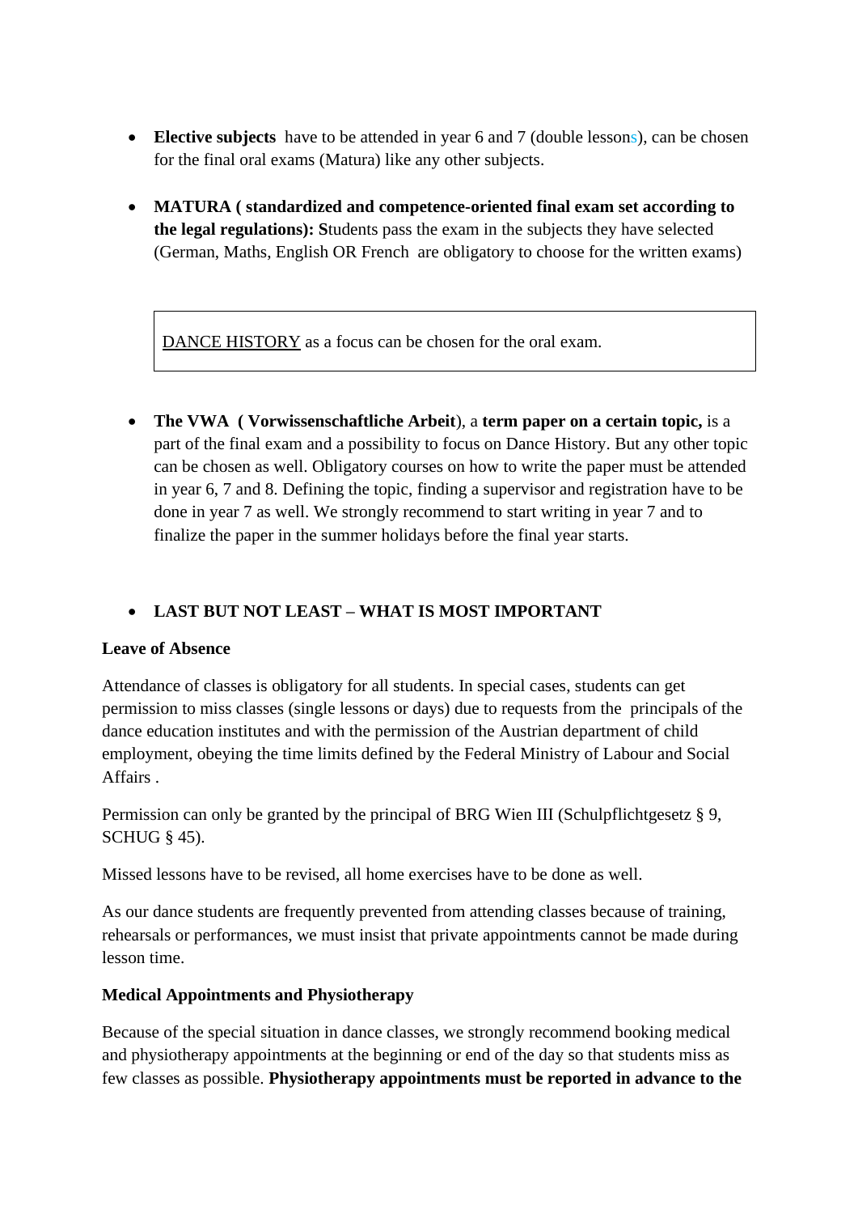- **Elective subjects** have to be attended in year 6 and 7 (double lessons), can be chosen for the final oral exams (Matura) like any other subjects.

- **MATURA ( standardized and competence-oriented final exam set according to the legal regulations): S**tudents pass the exam in the subjects they have selected (German, Maths, English OR French are obligatory to choose for the written exams)

> DANCE HISTORY as a focus can be chosen for the oral exam.

- **The VWA ( Vorwissenschaftliche Arbeit**), a **term paper on a certain topic,** is a part of the final exam and a possibility to focus on Dance History. But any other topic can be chosen as well. Obligatory courses on how to write the paper must be attended in year 6, 7 and 8. Defining the topic, finding a supervisor and registration have to be done in year 7 as well. We strongly recommend to start writing in year 7 and to finalize the paper in the summer holidays before the final year starts.

- **LAST BUT NOT LEAST – WHAT IS MOST IMPORTANT**

**Leave of Absence**

Attendance of classes is obligatory for all students. In special cases, students can get permission to miss classes (single lessons or days) due to requests from the principals of the dance education institutes and with the permission of the Austrian department of child employment, obeying the time limits defined by the Federal Ministry of Labour and Social Affairs .

Permission can only be granted by the principal of BRG Wien III (Schulpflichtgesetz § 9, SCHUG § 45).

Missed lessons have to be revised, all home exercises have to be done as well.

As our dance students are frequently prevented from attending classes because of training, rehearsals or performances, we must insist that private appointments cannot be made during lesson time.

**Medical Appointments and Physiotherapy**

Because of the special situation in dance classes, we strongly recommend booking medical and physiotherapy appointments at the beginning or end of the day so that students miss as few classes as possible. **Physiotherapy appointments must be reported in advance to the**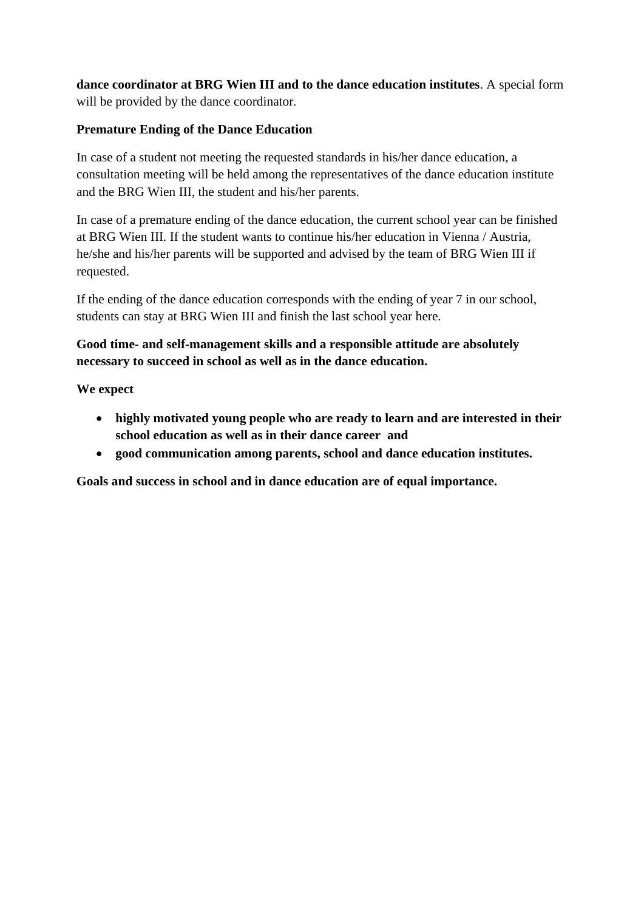**dance coordinator at BRG Wien III and to the dance education institutes**. A special form will be provided by the dance coordinator.

**Premature Ending of the Dance Education**

In case of a student not meeting the requested standards in his/her dance education, a consultation meeting will be held among the representatives of the dance education institute and the BRG Wien III, the student and his/her parents.

In case of a premature ending of the dance education, the current school year can be finished at BRG Wien III. If the student wants to continue his/her education in Vienna / Austria, he/she and his/her parents will be supported and advised by the team of BRG Wien III if requested.

If the ending of the dance education corresponds with the ending of year 7 in our school, students can stay at BRG Wien III and finish the last school year here.

**Good time- and self-management skills and a responsible attitude are absolutely necessary to succeed in school as well as in the dance education.**

**We expect**

- **highly motivated young people who are ready to learn and are interested in their school education as well as in their dance career and**
- **good communication among parents, school and dance education institutes.**

**Goals and success in school and in dance education are of equal importance.**